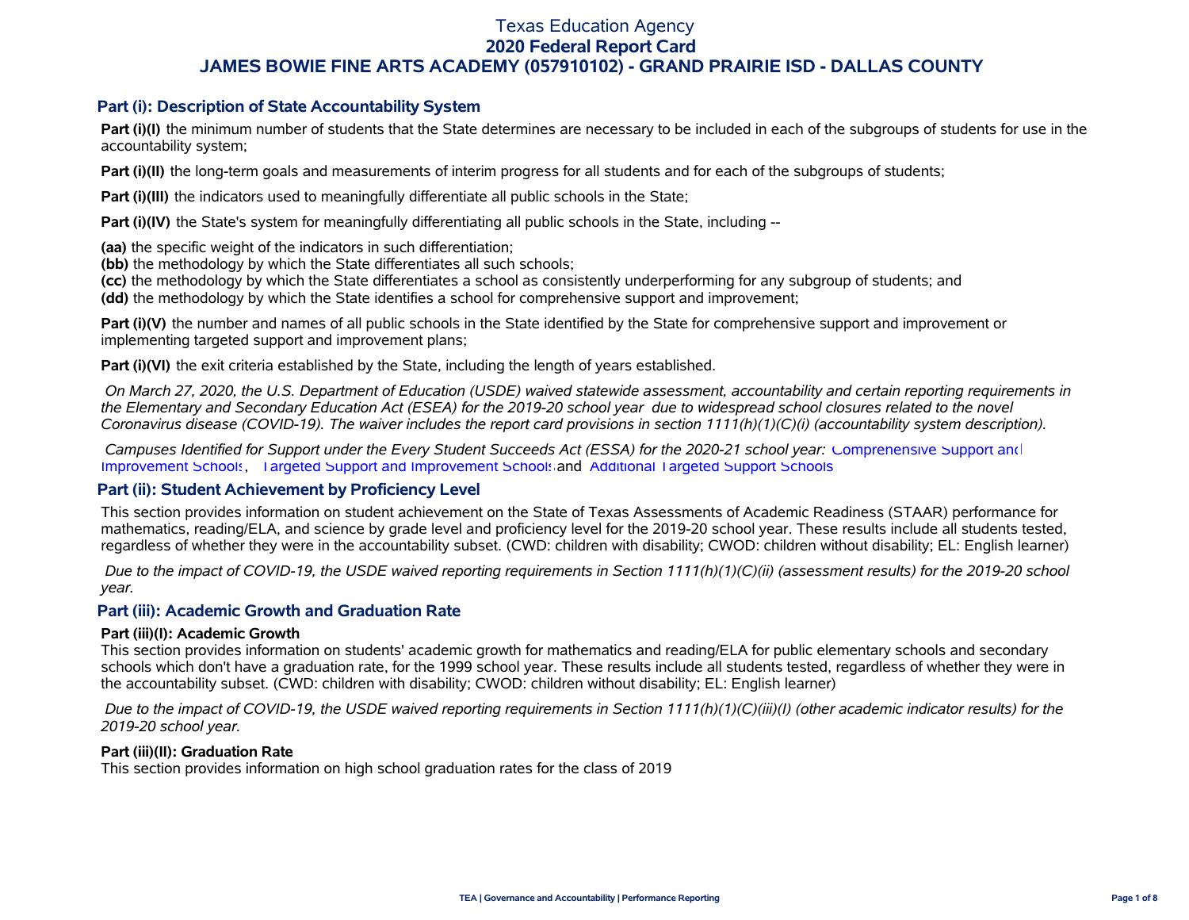# Texas Education Agency
## 2020 Federal Report Card
## JAMES BOWIE FINE ARTS ACADEMY (057910102) - GRAND PRAIRIE ISD - DALLAS COUNTY

### Part (i): Description of State Accountability System

**Part (i)(I)** the minimum number of students that the State determines are necessary to be included in each of the subgroups of students for use in the accountability system;

**Part (i)(II)** the long-term goals and measurements of interim progress for all students and for each of the subgroups of students;

**Part (i)(III)** the indicators used to meaningfully differentiate all public schools in the State;

**Part (i)(IV)** the State's system for meaningfully differentiating all public schools in the State, including --

**(aa)** the specific weight of the indicators in such differentiation;
**(bb)** the methodology by which the State differentiates all such schools;
**(cc)** the methodology by which the State differentiates a school as consistently underperforming for any subgroup of students; and
**(dd)** the methodology by which the State identifies a school for comprehensive support and improvement;

**Part (i)(V)** the number and names of all public schools in the State identified by the State for comprehensive support and improvement or implementing targeted support and improvement plans;

**Part (i)(VI)** the exit criteria established by the State, including the length of years established.

*On March 27, 2020, the U.S. Department of Education (USDE) waived statewide assessment, accountability and certain reporting requirements in the Elementary and Secondary Education Act (ESEA) for the 2019-20 school year due to widespread school closures related to the novel Coronavirus disease (COVID-19). The waiver includes the report card provisions in section 1111(h)(1)(C)(i) (accountability system description).*

*Campuses Identified for Support under the Every Student Succeeds Act (ESSA) for the 2020-21 school year:* Comprehensive Support and Improvement Schools, Targeted Support and Improvement Schools and Additional Targeted Support Schools

### Part (ii): Student Achievement by Proficiency Level

This section provides information on student achievement on the State of Texas Assessments of Academic Readiness (STAAR) performance for mathematics, reading/ELA, and science by grade level and proficiency level for the 2019-20 school year. These results include all students tested, regardless of whether they were in the accountability subset. (CWD: children with disability; CWOD: children without disability; EL: English learner)

*Due to the impact of COVID-19, the USDE waived reporting requirements in Section 1111(h)(1)(C)(ii) (assessment results) for the 2019-20 school year.*

### Part (iii): Academic Growth and Graduation Rate

#### Part (iii)(I): Academic Growth

This section provides information on students' academic growth for mathematics and reading/ELA for public elementary schools and secondary schools which don't have a graduation rate, for the 1999 school year. These results include all students tested, regardless of whether they were in the accountability subset. (CWD: children with disability; CWOD: children without disability; EL: English learner)

*Due to the impact of COVID-19, the USDE waived reporting requirements in Section 1111(h)(1)(C)(iii)(I) (other academic indicator results) for the 2019-20 school year.*

#### Part (iii)(II): Graduation Rate

This section provides information on high school graduation rates for the class of 2019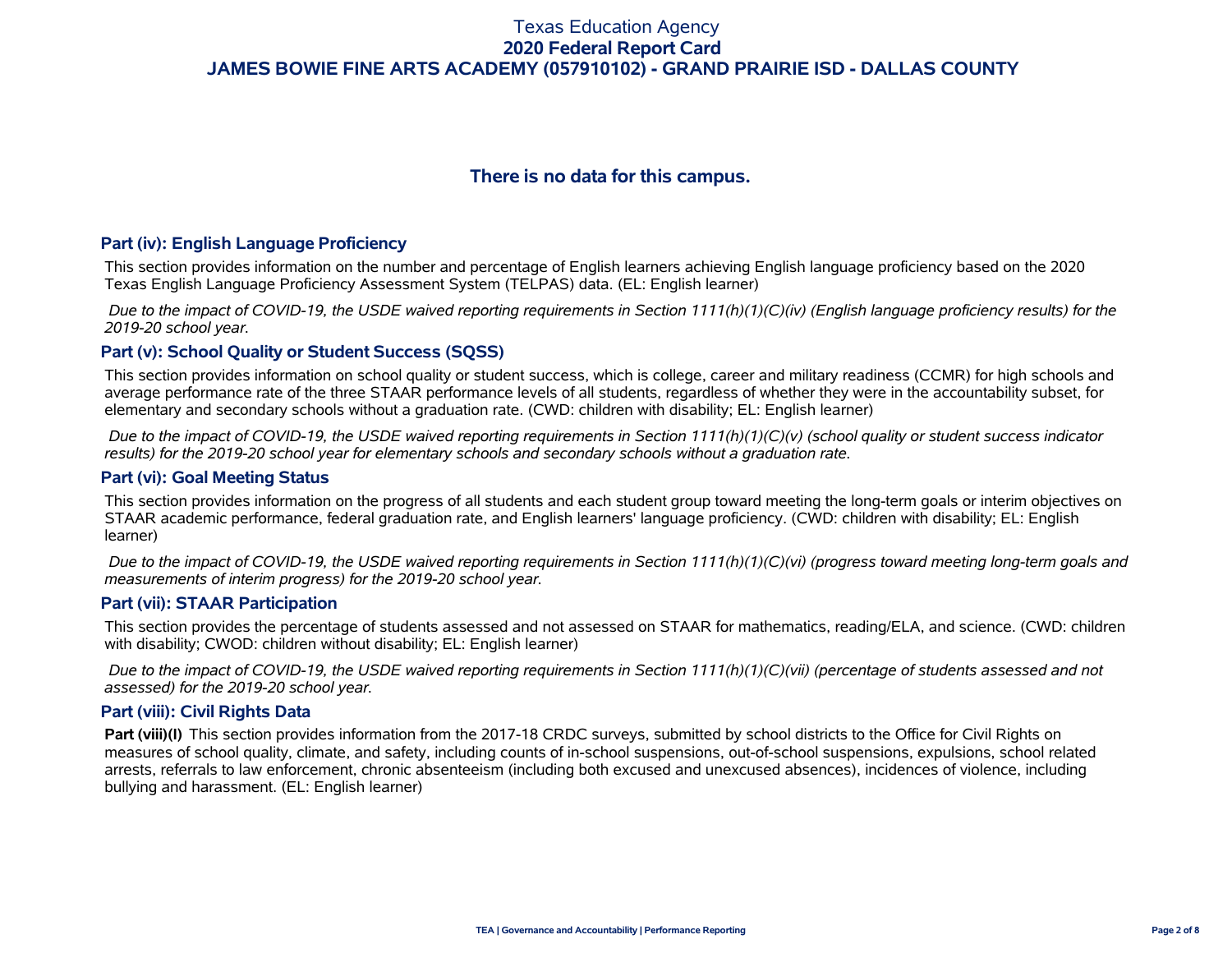**There is no data for this campus.**

## Part (iv): English Language Proficiency

This section provides information on the number and percentage of English learners achieving English language proficiency based on the 2020 Texas English Language Proficiency Assessment System (TELPAS) data. (EL: English learner)

*Due to the impact of COVID-19, the USDE waived reporting requirements in Section 1111(h)(1)(C)(iv) (English language proficiency results) for the 2019-20 school year.*

## Part (v): School Quality or Student Success (SQSS)

This section provides information on school quality or student success, which is college, career and military readiness (CCMR) for high schools and average performance rate of the three STAAR performance levels of all students, regardless of whether they were in the accountability subset, for elementary and secondary schools without a graduation rate. (CWD: children with disability; EL: English learner)

*Due to the impact of COVID-19, the USDE waived reporting requirements in Section 1111(h)(1)(C)(v) (school quality or student success indicator results) for the 2019-20 school year for elementary schools and secondary schools without a graduation rate.*

## Part (vi): Goal Meeting Status

This section provides information on the progress of all students and each student group toward meeting the long-term goals or interim objectives on STAAR academic performance, federal graduation rate, and English learners' language proficiency. (CWD: children with disability; EL: English learner)

*Due to the impact of COVID-19, the USDE waived reporting requirements in Section 1111(h)(1)(C)(vi) (progress toward meeting long-term goals and measurements of interim progress) for the 2019-20 school year.*

## Part (vii): STAAR Participation

This section provides the percentage of students assessed and not assessed on STAAR for mathematics, reading/ELA, and science. (CWD: children with disability; CWOD: children without disability; EL: English learner)

*Due to the impact of COVID-19, the USDE waived reporting requirements in Section 1111(h)(1)(C)(vii) (percentage of students assessed and not assessed) for the 2019-20 school year.*

## Part (viii): Civil Rights Data

**Part (viii)(I)** This section provides information from the 2017-18 CRDC surveys, submitted by school districts to the Office for Civil Rights on measures of school quality, climate, and safety, including counts of in-school suspensions, out-of-school suspensions, expulsions, school related arrests, referrals to law enforcement, chronic absenteeism (including both excused and unexcused absences), incidences of violence, including bullying and harassment. (EL: English learner)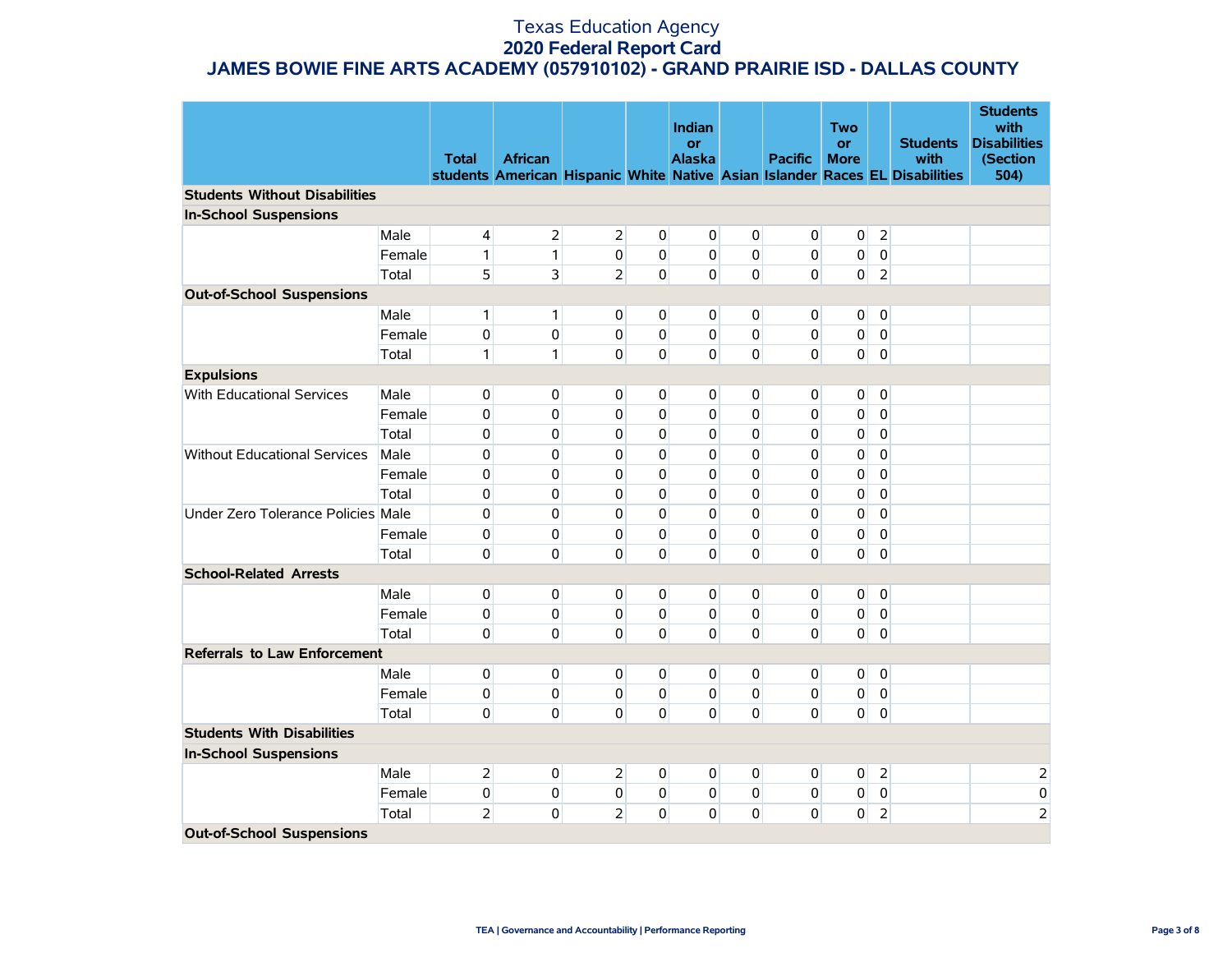# Texas Education Agency
## 2020 Federal Report Card
## JAMES BOWIE FINE ARTS ACADEMY (057910102) - GRAND PRAIRIE ISD - DALLAS COUNTY

| | | Total students | African American | Hispanic | White | Indian or Alaska Native | Asian | Pacific Islander | Two or More Races | EL | Students with Disabilities | Students with Disabilities (Section 504) |
|---|---|---|---|---|---|---|---|---|---|---|---|---|
| **Students Without Disabilities** | | | | | | | | | | | | |
| **In-School Suspensions** | | | | | | | | | | | | |
| | Male | 4 | 2 | 2 | 0 | 0 | 0 | 0 | 0 | 2 | | |
| | Female | 1 | 1 | 0 | 0 | 0 | 0 | 0 | 0 | 0 | | |
| | Total | 5 | 3 | 2 | 0 | 0 | 0 | 0 | 0 | 2 | | |
| **Out-of-School Suspensions** | | | | | | | | | | | | |
| | Male | 1 | 1 | 0 | 0 | 0 | 0 | 0 | 0 | 0 | | |
| | Female | 0 | 0 | 0 | 0 | 0 | 0 | 0 | 0 | 0 | | |
| | Total | 1 | 1 | 0 | 0 | 0 | 0 | 0 | 0 | 0 | | |
| **Expulsions** | | | | | | | | | | | | |
| With Educational Services | Male | 0 | 0 | 0 | 0 | 0 | 0 | 0 | 0 | 0 | | |
| | Female | 0 | 0 | 0 | 0 | 0 | 0 | 0 | 0 | 0 | | |
| | Total | 0 | 0 | 0 | 0 | 0 | 0 | 0 | 0 | 0 | | |
| Without Educational Services | Male | 0 | 0 | 0 | 0 | 0 | 0 | 0 | 0 | 0 | | |
| | Female | 0 | 0 | 0 | 0 | 0 | 0 | 0 | 0 | 0 | | |
| | Total | 0 | 0 | 0 | 0 | 0 | 0 | 0 | 0 | 0 | | |
| Under Zero Tolerance Policies | Male | 0 | 0 | 0 | 0 | 0 | 0 | 0 | 0 | 0 | | |
| | Female | 0 | 0 | 0 | 0 | 0 | 0 | 0 | 0 | 0 | | |
| | Total | 0 | 0 | 0 | 0 | 0 | 0 | 0 | 0 | 0 | | |
| **School-Related Arrests** | | | | | | | | | | | | |
| | Male | 0 | 0 | 0 | 0 | 0 | 0 | 0 | 0 | 0 | | |
| | Female | 0 | 0 | 0 | 0 | 0 | 0 | 0 | 0 | 0 | | |
| | Total | 0 | 0 | 0 | 0 | 0 | 0 | 0 | 0 | 0 | | |
| **Referrals to Law Enforcement** | | | | | | | | | | | | |
| | Male | 0 | 0 | 0 | 0 | 0 | 0 | 0 | 0 | 0 | | |
| | Female | 0 | 0 | 0 | 0 | 0 | 0 | 0 | 0 | 0 | | |
| | Total | 0 | 0 | 0 | 0 | 0 | 0 | 0 | 0 | 0 | | |
| **Students With Disabilities** | | | | | | | | | | | | |
| **In-School Suspensions** | | | | | | | | | | | | |
| | Male | 2 | 0 | 2 | 0 | 0 | 0 | 0 | 0 | 2 | | 2 |
| | Female | 0 | 0 | 0 | 0 | 0 | 0 | 0 | 0 | 0 | | 0 |
| | Total | 2 | 0 | 2 | 0 | 0 | 0 | 0 | 0 | 2 | | 2 |
| **Out-of-School Suspensions** | | | | | | | | | | | | |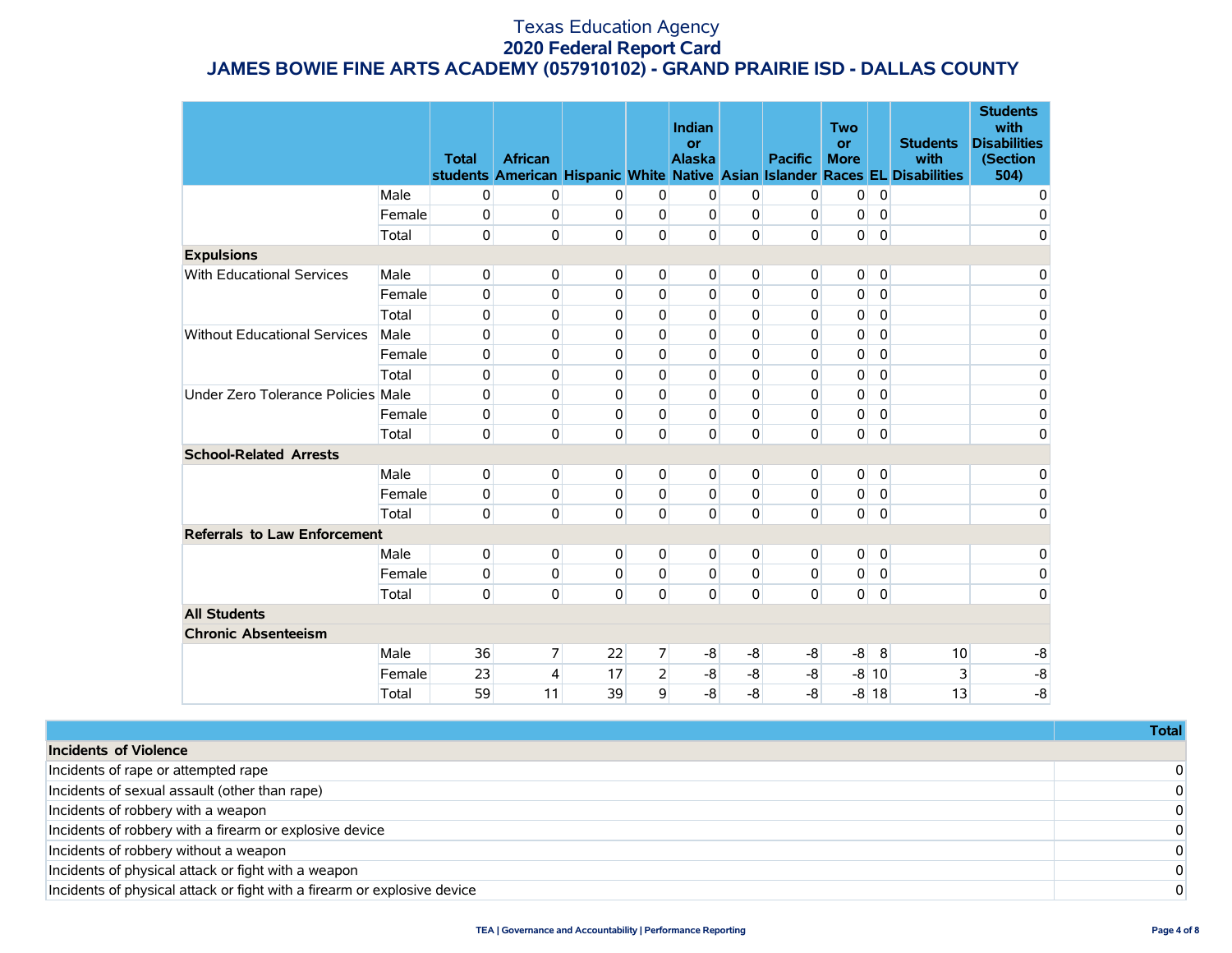Texas Education Agency
**2020 Federal Report Card**
**JAMES BOWIE FINE ARTS ACADEMY (057910102) - GRAND PRAIRIE ISD - DALLAS COUNTY**

| | | Total students | African American | Hispanic | White | Indian or Alaska Native | Asian | Pacific Islander | Two or More Races | EL | Students with Disabilities | Students with Disabilities (Section 504) |
|---|---|---|---|---|---|---|---|---|---|---|---|---|
| | Male | 0 | 0 | 0 | 0 | 0 | 0 | 0 | 0 | 0 | | 0 |
| | Female | 0 | 0 | 0 | 0 | 0 | 0 | 0 | 0 | 0 | | 0 |
| | Total | 0 | 0 | 0 | 0 | 0 | 0 | 0 | 0 | 0 | | 0 |
| **Expulsions** | | | | | | | | | | | | |
| With Educational Services | Male | 0 | 0 | 0 | 0 | 0 | 0 | 0 | 0 | 0 | | 0 |
| | Female | 0 | 0 | 0 | 0 | 0 | 0 | 0 | 0 | 0 | | 0 |
| | Total | 0 | 0 | 0 | 0 | 0 | 0 | 0 | 0 | 0 | | 0 |
| Without Educational Services | Male | 0 | 0 | 0 | 0 | 0 | 0 | 0 | 0 | 0 | | 0 |
| | Female | 0 | 0 | 0 | 0 | 0 | 0 | 0 | 0 | 0 | | 0 |
| | Total | 0 | 0 | 0 | 0 | 0 | 0 | 0 | 0 | 0 | | 0 |
| Under Zero Tolerance Policies | Male | 0 | 0 | 0 | 0 | 0 | 0 | 0 | 0 | 0 | | 0 |
| | Female | 0 | 0 | 0 | 0 | 0 | 0 | 0 | 0 | 0 | | 0 |
| | Total | 0 | 0 | 0 | 0 | 0 | 0 | 0 | 0 | 0 | | 0 |
| **School-Related Arrests** | | | | | | | | | | | | |
| | Male | 0 | 0 | 0 | 0 | 0 | 0 | 0 | 0 | 0 | | 0 |
| | Female | 0 | 0 | 0 | 0 | 0 | 0 | 0 | 0 | 0 | | 0 |
| | Total | 0 | 0 | 0 | 0 | 0 | 0 | 0 | 0 | 0 | | 0 |
| **Referrals to Law Enforcement** | | | | | | | | | | | | |
| | Male | 0 | 0 | 0 | 0 | 0 | 0 | 0 | 0 | 0 | | 0 |
| | Female | 0 | 0 | 0 | 0 | 0 | 0 | 0 | 0 | 0 | | 0 |
| | Total | 0 | 0 | 0 | 0 | 0 | 0 | 0 | 0 | 0 | | 0 |
| **All Students** | | | | | | | | | | | | |
| **Chronic Absenteeism** | | | | | | | | | | | | |
| | Male | 36 | 7 | 22 | 7 | -8 | -8 | -8 | -8 | 8 | 10 | -8 |
| | Female | 23 | 4 | 17 | 2 | -8 | -8 | -8 | -8 | 10 | 3 | -8 |
| | Total | 59 | 11 | 39 | 9 | -8 | -8 | -8 | -8 | 18 | 13 | -8 |

| | Total |
|---|---|
| **Incidents of Violence** | |
| Incidents of rape or attempted rape | 0 |
| Incidents of sexual assault (other than rape) | 0 |
| Incidents of robbery with a weapon | 0 |
| Incidents of robbery with a firearm or explosive device | 0 |
| Incidents of robbery without a weapon | 0 |
| Incidents of physical attack or fight with a weapon | 0 |
| Incidents of physical attack or fight with a firearm or explosive device | 0 |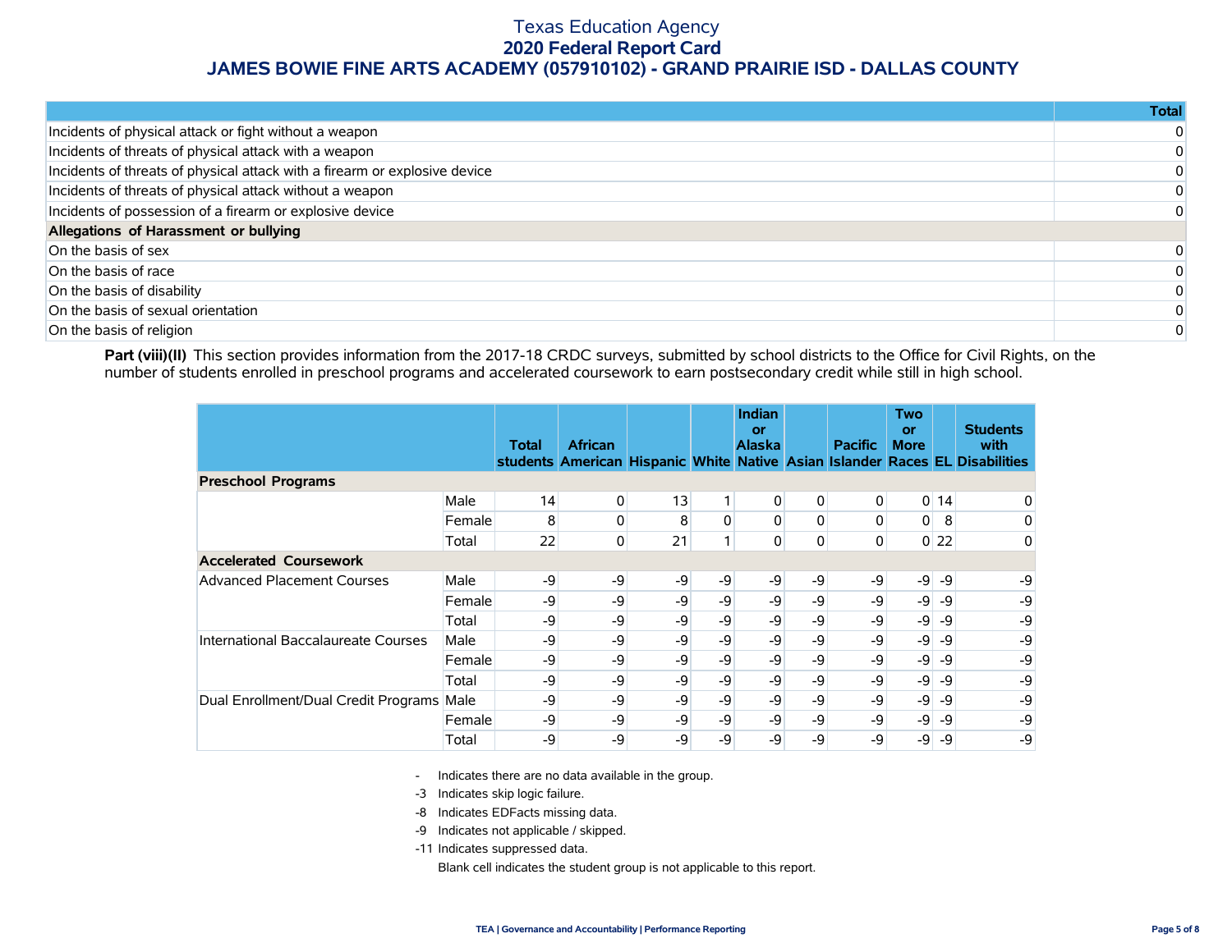| | Total |
|---|---|
| Incidents of physical attack or fight without a weapon | 0 |
| Incidents of threats of physical attack with a weapon | 0 |
| Incidents of threats of physical attack with a firearm or explosive device | 0 |
| Incidents of threats of physical attack without a weapon | 0 |
| Incidents of possession of a firearm or explosive device | 0 |
| **Allegations of Harassment or bullying** | |
| On the basis of sex | 0 |
| On the basis of race | 0 |
| On the basis of disability | 0 |
| On the basis of sexual orientation | 0 |
| On the basis of religion | 0 |

**Part (viii)(II)** This section provides information from the 2017-18 CRDC surveys, submitted by school districts to the Office for Civil Rights, on the number of students enrolled in preschool programs and accelerated coursework to earn postsecondary credit while still in high school.

| | | Total students | African American | Hispanic | White | Indian or Alaska Native | Asian | Pacific Islander | Two or More Races | EL | Students with Disabilities |
|---|---|---|---|---|---|---|---|---|---|---|---|
| **Preschool Programs** | | | | | | | | | | | |
| | Male | 14 | 0 | 13 | 1 | 0 | 0 | 0 | 0 | 14 | 0 |
| | Female | 8 | 0 | 8 | 0 | 0 | 0 | 0 | 0 | 8 | 0 |
| | Total | 22 | 0 | 21 | 1 | 0 | 0 | 0 | 0 | 22 | 0 |
| **Accelerated Coursework** | | | | | | | | | | | |
| Advanced Placement Courses | Male | -9 | -9 | -9 | -9 | -9 | -9 | -9 | -9 | -9 | -9 |
| | Female | -9 | -9 | -9 | -9 | -9 | -9 | -9 | -9 | -9 | -9 |
| | Total | -9 | -9 | -9 | -9 | -9 | -9 | -9 | -9 | -9 | -9 |
| International Baccalaureate Courses | Male | -9 | -9 | -9 | -9 | -9 | -9 | -9 | -9 | -9 | -9 |
| | Female | -9 | -9 | -9 | -9 | -9 | -9 | -9 | -9 | -9 | -9 |
| | Total | -9 | -9 | -9 | -9 | -9 | -9 | -9 | -9 | -9 | -9 |
| Dual Enrollment/Dual Credit Programs | Male | -9 | -9 | -9 | -9 | -9 | -9 | -9 | -9 | -9 | -9 |
| | Female | -9 | -9 | -9 | -9 | -9 | -9 | -9 | -9 | -9 | -9 |
| | Total | -9 | -9 | -9 | -9 | -9 | -9 | -9 | -9 | -9 | -9 |

- Indicates there are no data available in the group.

-3 Indicates skip logic failure.

-8 Indicates EDFacts missing data.

-9 Indicates not applicable / skipped.

-11 Indicates suppressed data.

Blank cell indicates the student group is not applicable to this report.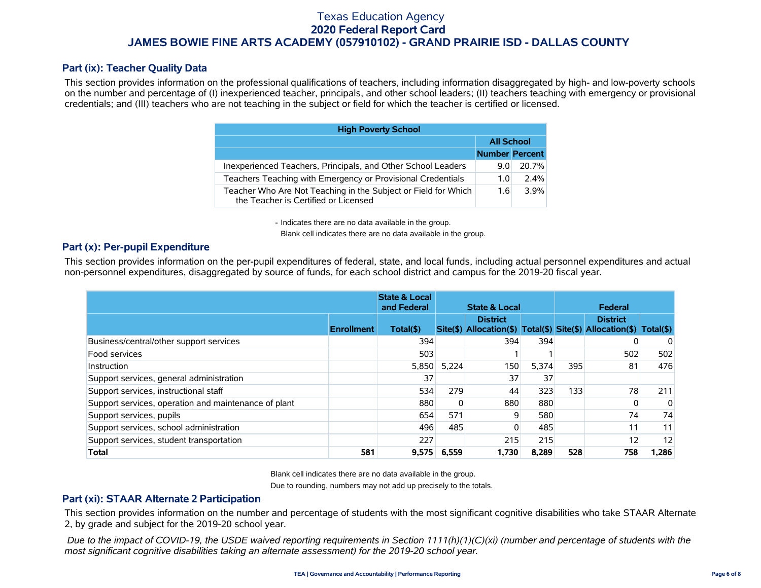# Texas Education Agency
## 2020 Federal Report Card
## JAMES BOWIE FINE ARTS ACADEMY (057910102) - GRAND PRAIRIE ISD - DALLAS COUNTY

### Part (ix): Teacher Quality Data

This section provides information on the professional qualifications of teachers, including information disaggregated by high- and low-poverty schools on the number and percentage of (I) inexperienced teacher, principals, and other school leaders; (II) teachers teaching with emergency or provisional credentials; and (III) teachers who are not teaching in the subject or field for which the teacher is certified or licensed.

| High Poverty School | | |
|---|---|---|
| | All School | |
| | Number | Percent |
| Inexperienced Teachers, Principals, and Other School Leaders | 9.0 | 20.7% |
| Teachers Teaching with Emergency or Provisional Credentials | 1.0 | 2.4% |
| Teacher Who Are Not Teaching in the Subject or Field for Which the Teacher is Certified or Licensed | 1.6 | 3.9% |

- Indicates there are no data available in the group.
Blank cell indicates there are no data available in the group.

### Part (x): Per-pupil Expenditure

This section provides information on the per-pupil expenditures of federal, state, and local funds, including actual personnel expenditures and actual non-personnel expenditures, disaggregated by source of funds, for each school district and campus for the 2019-20 fiscal year.

| | | State & Local and Federal | State & Local | | | Federal | | |
|---|---|---|---|---|---|---|---|---|
| | Enrollment | Total($) | Site($) | District Allocation($) | Total($) | Site($) | District Allocation($) | Total($) |
| Business/central/other support services | | 394 | | 394 | 394 | | 0 | 0 |
| Food services | | 503 | | 1 | 1 | | 502 | 502 |
| Instruction | | 5,850 | 5,224 | 150 | 5,374 | 395 | 81 | 476 |
| Support services, general administration | | 37 | | 37 | 37 | | | |
| Support services, instructional staff | | 534 | 279 | 44 | 323 | 133 | 78 | 211 |
| Support services, operation and maintenance of plant | | 880 | 0 | 880 | 880 | | 0 | 0 |
| Support services, pupils | | 654 | 571 | 9 | 580 | | 74 | 74 |
| Support services, school administration | | 496 | 485 | 0 | 485 | | 11 | 11 |
| Support services, student transportation | | 227 | | 215 | 215 | | 12 | 12 |
| **Total** | **581** | **9,575** | **6,559** | **1,730** | **8,289** | **528** | **758** | **1,286** |

Blank cell indicates there are no data available in the group.
Due to rounding, numbers may not add up precisely to the totals.

### Part (xi): STAAR Alternate 2 Participation

This section provides information on the number and percentage of students with the most significant cognitive disabilities who take STAAR Alternate 2, by grade and subject for the 2019-20 school year.

*Due to the impact of COVID-19, the USDE waived reporting requirements in Section 1111(h)(1)(C)(xi) (number and percentage of students with the most significant cognitive disabilities taking an alternate assessment) for the 2019-20 school year.*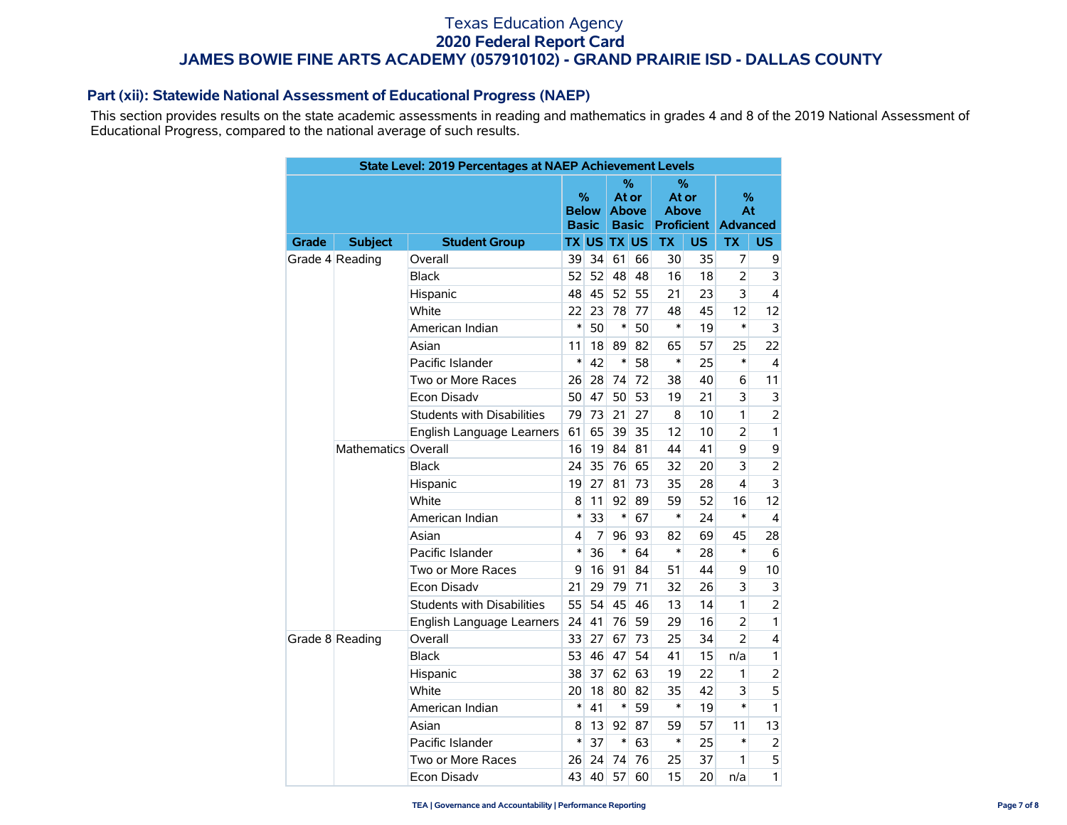# Texas Education Agency
## 2020 Federal Report Card
## JAMES BOWIE FINE ARTS ACADEMY (057910102) - GRAND PRAIRIE ISD - DALLAS COUNTY

### Part (xii): Statewide National Assessment of Educational Progress (NAEP)

This section provides results on the state academic assessments in reading and mathematics in grades 4 and 8 of the 2019 National Assessment of Educational Progress, compared to the national average of such results.

| State Level: 2019 Percentages at NAEP Achievement Levels | | | | | | | | | | |
|---|---|---|---|---|---|---|---|---|---|---|
| | | | % Below Basic | | % At or Above Basic | | % At or Above Proficient | | % At Advanced | |
| Grade | Subject | Student Group | TX | US | TX | US | TX | US | TX | US |
| Grade 4 | Reading | Overall | 39 | 34 | 61 | 66 | 30 | 35 | 7 | 9 |
| | | Black | 52 | 52 | 48 | 48 | 16 | 18 | 2 | 3 |
| | | Hispanic | 48 | 45 | 52 | 55 | 21 | 23 | 3 | 4 |
| | | White | 22 | 23 | 78 | 77 | 48 | 45 | 12 | 12 |
| | | American Indian | * | 50 | * | 50 | * | 19 | * | 3 |
| | | Asian | 11 | 18 | 89 | 82 | 65 | 57 | 25 | 22 |
| | | Pacific Islander | * | 42 | * | 58 | * | 25 | * | 4 |
| | | Two or More Races | 26 | 28 | 74 | 72 | 38 | 40 | 6 | 11 |
| | | Econ Disadv | 50 | 47 | 50 | 53 | 19 | 21 | 3 | 3 |
| | | Students with Disabilities | 79 | 73 | 21 | 27 | 8 | 10 | 1 | 2 |
| | | English Language Learners | 61 | 65 | 39 | 35 | 12 | 10 | 2 | 1 |
| | Mathematics | Overall | 16 | 19 | 84 | 81 | 44 | 41 | 9 | 9 |
| | | Black | 24 | 35 | 76 | 65 | 32 | 20 | 3 | 2 |
| | | Hispanic | 19 | 27 | 81 | 73 | 35 | 28 | 4 | 3 |
| | | White | 8 | 11 | 92 | 89 | 59 | 52 | 16 | 12 |
| | | American Indian | * | 33 | * | 67 | * | 24 | * | 4 |
| | | Asian | 4 | 7 | 96 | 93 | 82 | 69 | 45 | 28 |
| | | Pacific Islander | * | 36 | * | 64 | * | 28 | * | 6 |
| | | Two or More Races | 9 | 16 | 91 | 84 | 51 | 44 | 9 | 10 |
| | | Econ Disadv | 21 | 29 | 79 | 71 | 32 | 26 | 3 | 3 |
| | | Students with Disabilities | 55 | 54 | 45 | 46 | 13 | 14 | 1 | 2 |
| | | English Language Learners | 24 | 41 | 76 | 59 | 29 | 16 | 2 | 1 |
| Grade 8 | Reading | Overall | 33 | 27 | 67 | 73 | 25 | 34 | 2 | 4 |
| | | Black | 53 | 46 | 47 | 54 | 41 | 15 | n/a | 1 |
| | | Hispanic | 38 | 37 | 62 | 63 | 19 | 22 | 1 | 2 |
| | | White | 20 | 18 | 80 | 82 | 35 | 42 | 3 | 5 |
| | | American Indian | * | 41 | * | 59 | * | 19 | * | 1 |
| | | Asian | 8 | 13 | 92 | 87 | 59 | 57 | 11 | 13 |
| | | Pacific Islander | * | 37 | * | 63 | * | 25 | * | 2 |
| | | Two or More Races | 26 | 24 | 74 | 76 | 25 | 37 | 1 | 5 |
| | | Econ Disadv | 43 | 40 | 57 | 60 | 15 | 20 | n/a | 1 |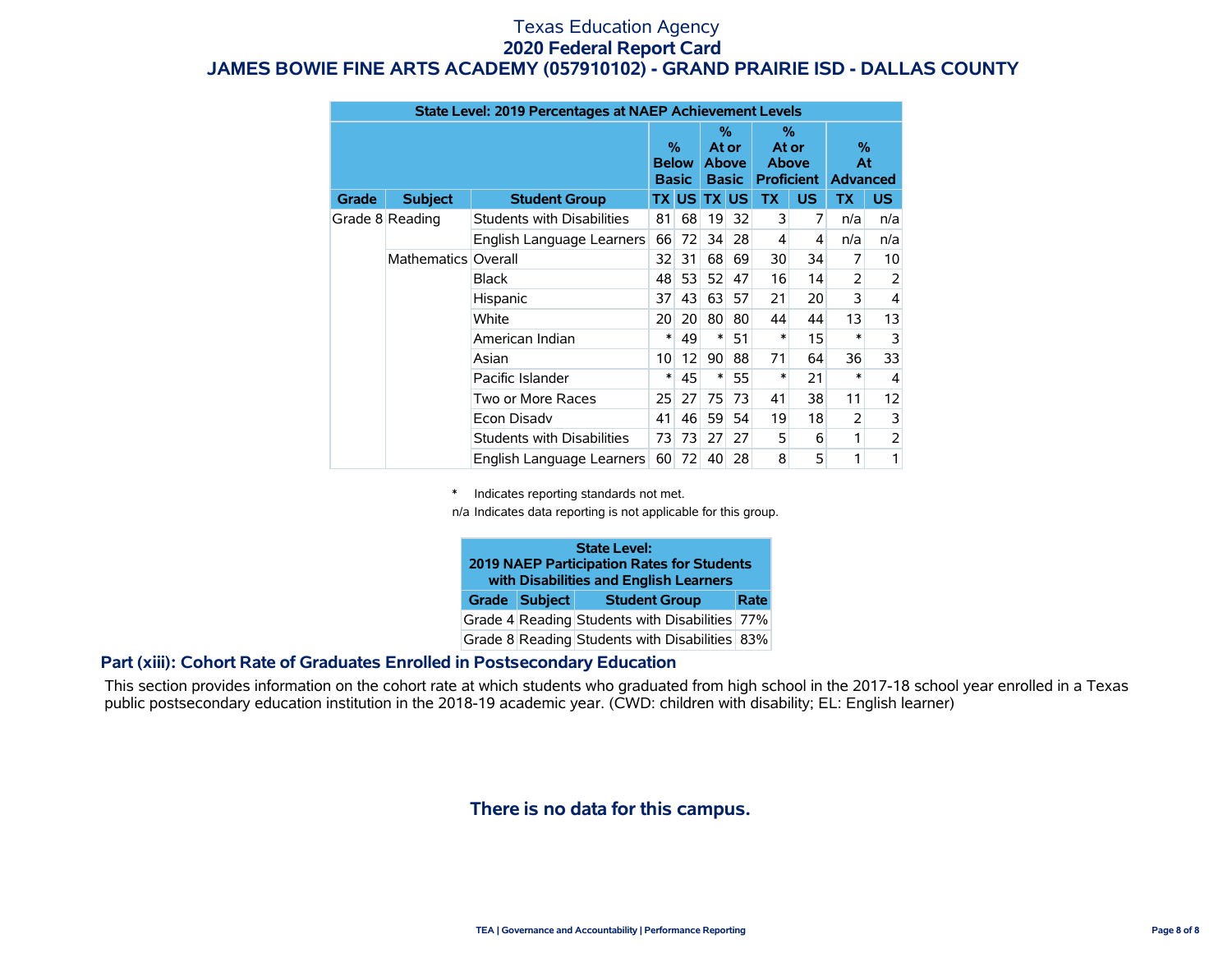# Texas Education Agency
## 2020 Federal Report Card
## JAMES BOWIE FINE ARTS ACADEMY (057910102) - GRAND PRAIRIE ISD - DALLAS COUNTY

| State Level: 2019 Percentages at NAEP Achievement Levels | | | | | | | | | | |
|---|---|---|---|---|---|---|---|---|---|---|
| | | | % Below Basic | | % At or Above Basic | | % At or Above Proficient | | % At Advanced | |
| Grade | Subject | Student Group | TX | US | TX | US | TX | US | TX | US |
| Grade 8 | Reading | Students with Disabilities | 81 | 68 | 19 | 32 | 3 | 7 | n/a | n/a |
| | | English Language Learners | 66 | 72 | 34 | 28 | 4 | 4 | n/a | n/a |
| | Mathematics | Overall | 32 | 31 | 68 | 69 | 30 | 34 | 7 | 10 |
| | | Black | 48 | 53 | 52 | 47 | 16 | 14 | 2 | 2 |
| | | Hispanic | 37 | 43 | 63 | 57 | 21 | 20 | 3 | 4 |
| | | White | 20 | 20 | 80 | 80 | 44 | 44 | 13 | 13 |
| | | American Indian | * | 49 | * | 51 | * | 15 | * | 3 |
| | | Asian | 10 | 12 | 90 | 88 | 71 | 64 | 36 | 33 |
| | | Pacific Islander | * | 45 | * | 55 | * | 21 | * | 4 |
| | | Two or More Races | 25 | 27 | 75 | 73 | 41 | 38 | 11 | 12 |
| | | Econ Disadv | 41 | 46 | 59 | 54 | 19 | 18 | 2 | 3 |
| | | Students with Disabilities | 73 | 73 | 27 | 27 | 5 | 6 | 1 | 2 |
| | | English Language Learners | 60 | 72 | 40 | 28 | 8 | 5 | 1 | 1 |

\* Indicates reporting standards not met.

n/a Indicates data reporting is not applicable for this group.

| State Level: 2019 NAEP Participation Rates for Students with Disabilities and English Learners | | | |
|---|---|---|---|
| Grade | Subject | Student Group | Rate |
| Grade 4 | Reading | Students with Disabilities | 77% |
| Grade 8 | Reading | Students with Disabilities | 83% |

### Part (xiii): Cohort Rate of Graduates Enrolled in Postsecondary Education

This section provides information on the cohort rate at which students who graduated from high school in the 2017-18 school year enrolled in a Texas public postsecondary education institution in the 2018-19 academic year. (CWD: children with disability; EL: English learner)

**There is no data for this campus.**